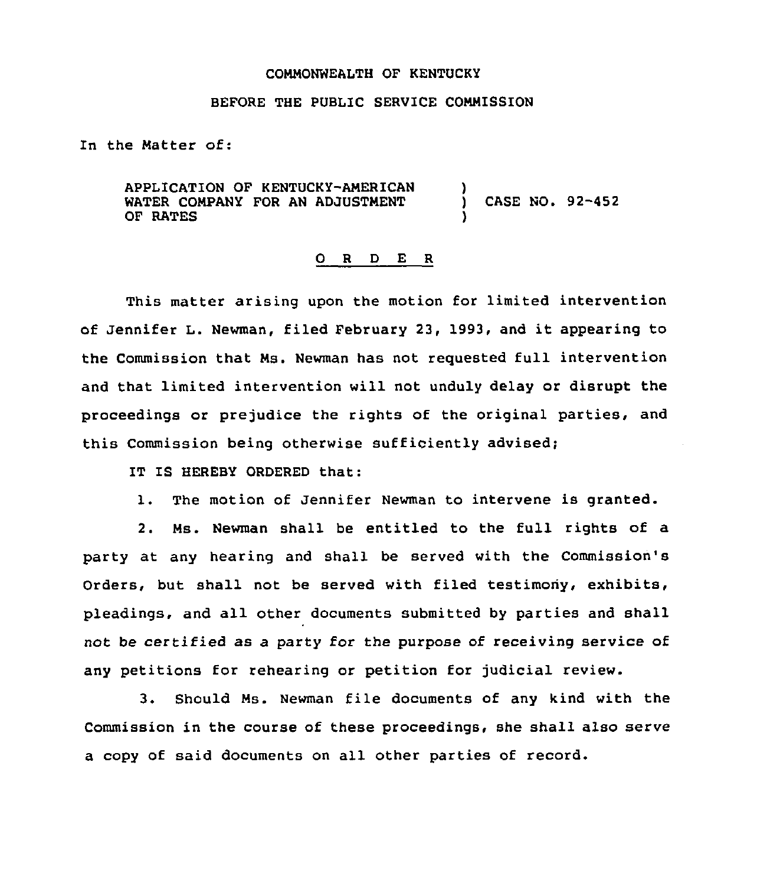COMMONWEALTH OF KENTUCKY

BEFORE THE PUBLIC SERVICE COMMISSION

In the Matter of:

APPLICATION OF KENTUCKY-AMERICAN WATER COMPANY FOR AN ADJUSTMENT OF RATES ) CASE NO. 92-452

## O R D E R

This matter arising upon the motion for limited intervention of Jennifer L. Newman, filed February 23, 1993, and it appearing to the Commission that Ms. Newman has not requested full intervention and that limited intervention will not unduly delay or disrupt the proceedings or prejudice the rights of the original parties, and this Commission being otherwise sufficiently advised;

IT IS HEREBY ORDERED that:

1. The motion of Jennifer Newman to intervene is granted.

2. Ms. Newman shall be entitled to the full rights of a party at any hearing and shall be served with the Commission's Orders, but shall not be served with filed testimony, exhibits, pleadings, and all other documents submitted by parties and shall not be certified as a party for the purpose of receiving service of any petitions for rehearing or petition for judicial review.

3. Should Ms. Newman file documents of any kind with the Commission in the course of these proceedings, she shall also serve a copy of said documents on all other parties of record.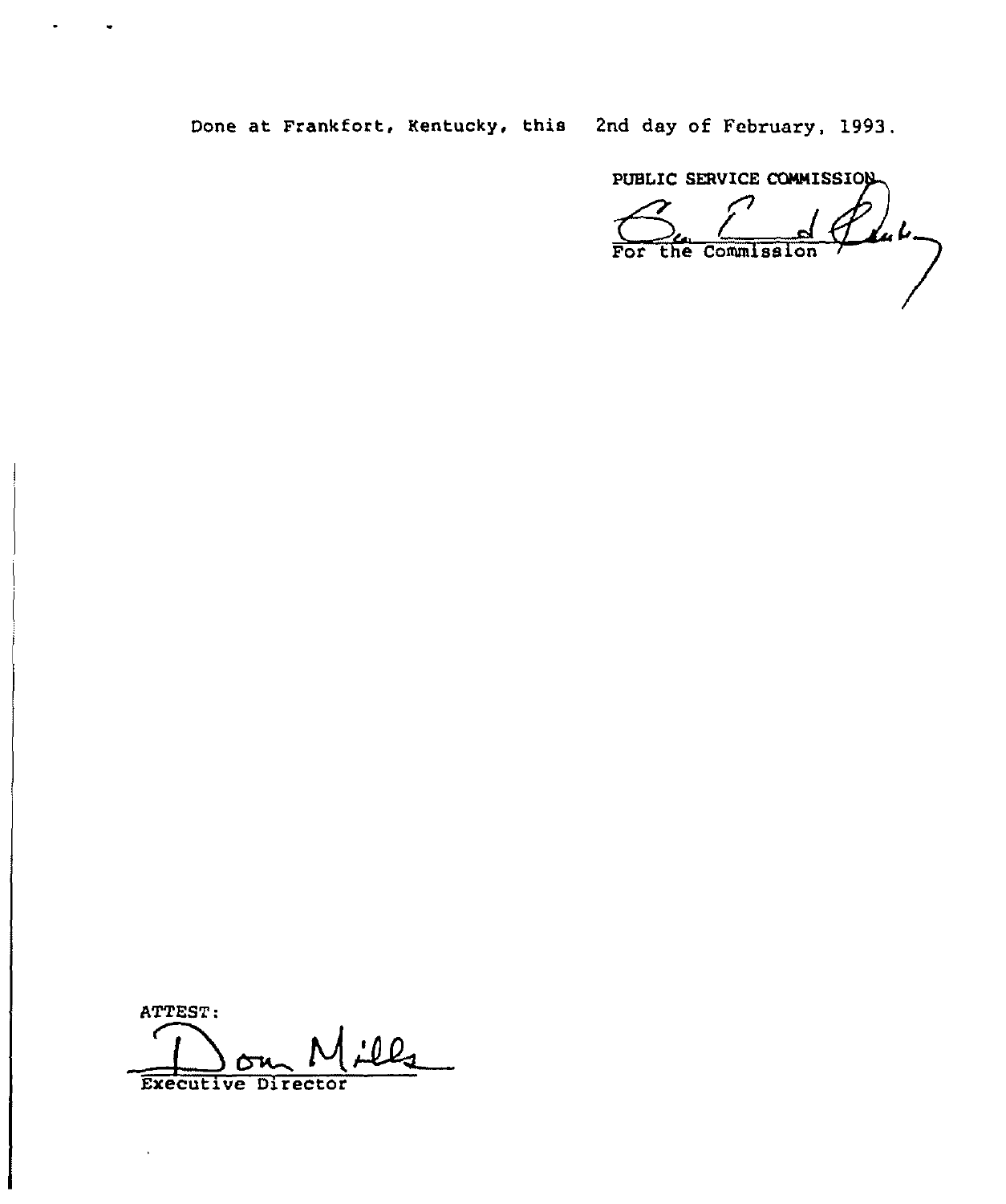Done at Frankfort, Kentucky, this 2nd day of February, 1993.

PUBLIC SERVICE COMMISSION

For the Commission

ATTEST:

Don Mills

Executive Director